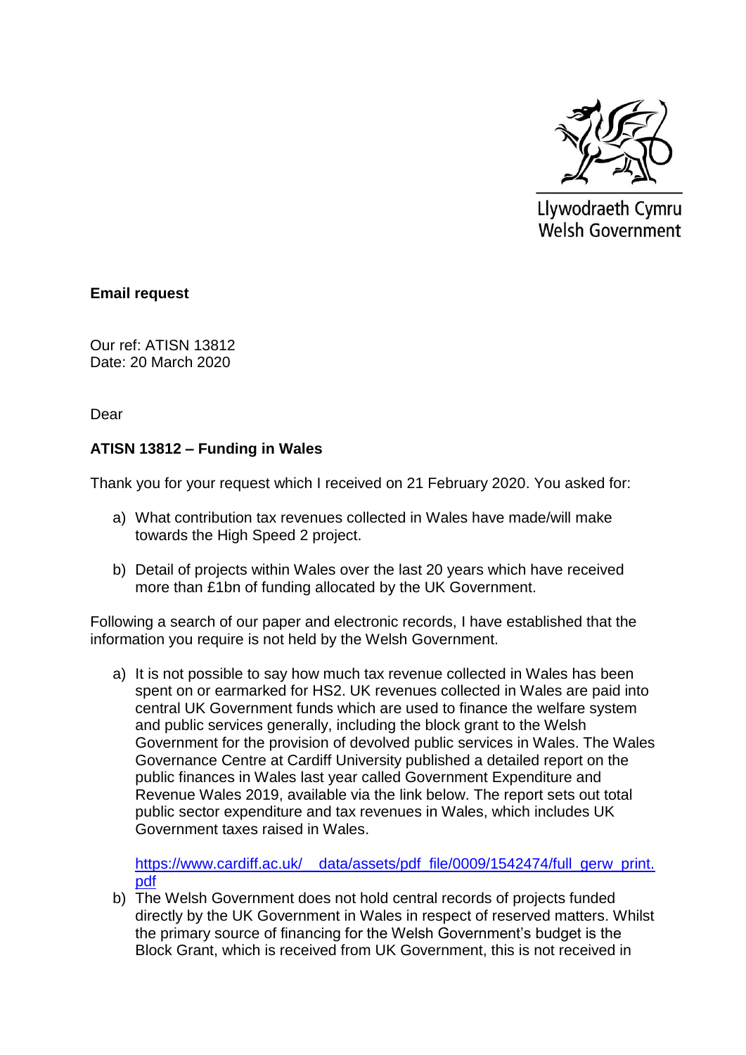Llywodraeth Cymru
Welsh Government

**Email request**

Our ref: ATISN 13812
Date: 20 March 2020

Dear

**ATISN 13812 – Funding in Wales**

Thank you for your request which I received on 21 February 2020. You asked for:

a) What contribution tax revenues collected in Wales have made/will make towards the High Speed 2 project.

b) Detail of projects within Wales over the last 20 years which have received more than £1bn of funding allocated by the UK Government.

Following a search of our paper and electronic records, I have established that the information you require is not held by the Welsh Government.

a) It is not possible to say how much tax revenue collected in Wales has been spent on or earmarked for HS2. UK revenues collected in Wales are paid into central UK Government funds which are used to finance the welfare system and public services generally, including the block grant to the Welsh Government for the provision of devolved public services in Wales. The Wales Governance Centre at Cardiff University published a detailed report on the public finances in Wales last year called Government Expenditure and Revenue Wales 2019, available via the link below. The report sets out total public sector expenditure and tax revenues in Wales, which includes UK Government taxes raised in Wales.

   https://www.cardiff.ac.uk/__data/assets/pdf_file/0009/1542474/full_gerw_print.pdf

b) The Welsh Government does not hold central records of projects funded directly by the UK Government in Wales in respect of reserved matters. Whilst the primary source of financing for the Welsh Government's budget is the Block Grant, which is received from UK Government, this is not received in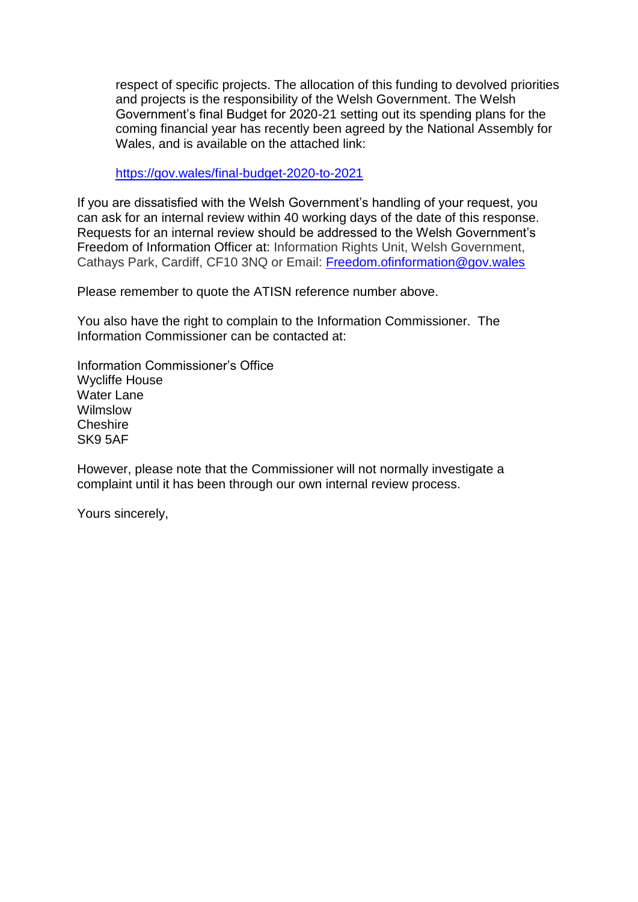respect of specific projects. The allocation of this funding to devolved priorities and projects is the responsibility of the Welsh Government. The Welsh Government's final Budget for 2020-21 setting out its spending plans for the coming financial year has recently been agreed by the National Assembly for Wales, and is available on the attached link:

https://gov.wales/final-budget-2020-to-2021

If you are dissatisfied with the Welsh Government's handling of your request, you can ask for an internal review within 40 working days of the date of this response. Requests for an internal review should be addressed to the Welsh Government's Freedom of Information Officer at: Information Rights Unit, Welsh Government, Cathays Park, Cardiff, CF10 3NQ or Email: Freedom.ofinformation@gov.wales

Please remember to quote the ATISN reference number above.

You also have the right to complain to the Information Commissioner. The Information Commissioner can be contacted at:

Information Commissioner's Office
Wycliffe House
Water Lane
Wilmslow
Cheshire
SK9 5AF

However, please note that the Commissioner will not normally investigate a complaint until it has been through our own internal review process.

Yours sincerely,